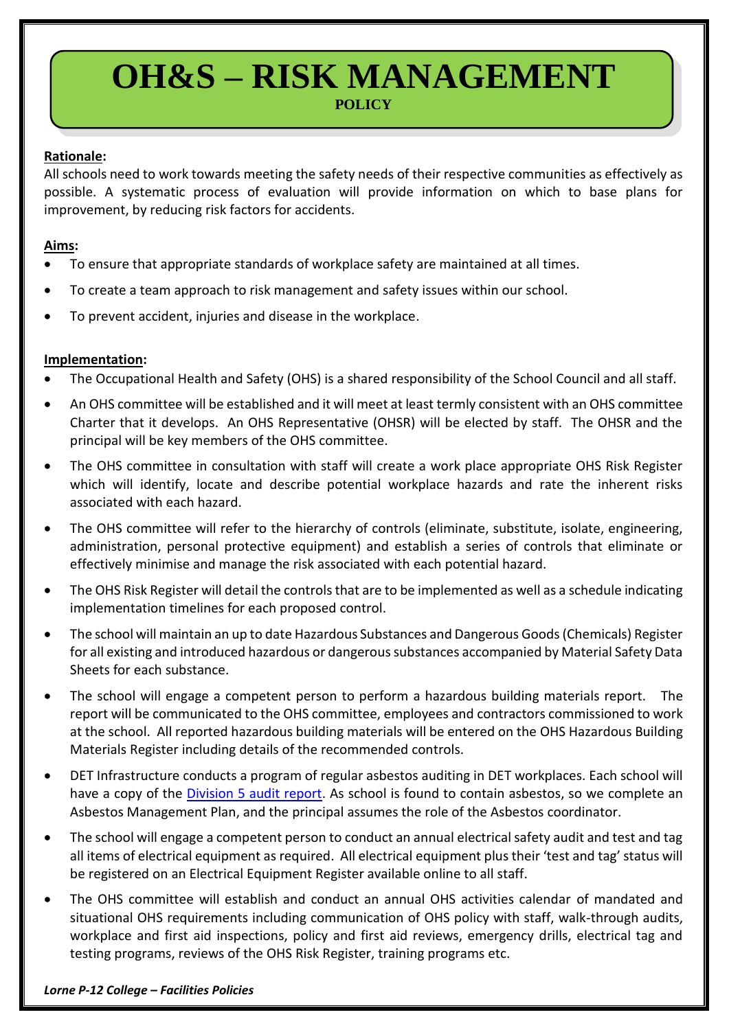# OH&S – RISK MANAGEMENT

**POLICY**

**Rationale:**

All schools need to work towards meeting the safety needs of their respective communities as effectively as possible. A systematic process of evaluation will provide information on which to base plans for improvement, by reducing risk factors for accidents.

**Aims:**

- To ensure that appropriate standards of workplace safety are maintained at all times.
- To create a team approach to risk management and safety issues within our school.
- To prevent accident, injuries and disease in the workplace.

**Implementation:**

- The Occupational Health and Safety (OHS) is a shared responsibility of the School Council and all staff.
- An OHS committee will be established and it will meet at least termly consistent with an OHS committee Charter that it develops. An OHS Representative (OHSR) will be elected by staff. The OHSR and the principal will be key members of the OHS committee.
- The OHS committee in consultation with staff will create a work place appropriate OHS Risk Register which will identify, locate and describe potential workplace hazards and rate the inherent risks associated with each hazard.
- The OHS committee will refer to the hierarchy of controls (eliminate, substitute, isolate, engineering, administration, personal protective equipment) and establish a series of controls that eliminate or effectively minimise and manage the risk associated with each potential hazard.
- The OHS Risk Register will detail the controls that are to be implemented as well as a schedule indicating implementation timelines for each proposed control.
- The school will maintain an up to date Hazardous Substances and Dangerous Goods (Chemicals) Register for all existing and introduced hazardous or dangerous substances accompanied by Material Safety Data Sheets for each substance.
- The school will engage a competent person to perform a hazardous building materials report. The report will be communicated to the OHS committee, employees and contractors commissioned to work at the school. All reported hazardous building materials will be entered on the OHS Hazardous Building Materials Register including details of the recommended controls.
- DET Infrastructure conducts a program of regular asbestos auditing in DET workplaces. Each school will have a copy of the Division 5 audit report. As school is found to contain asbestos, so we complete an Asbestos Management Plan, and the principal assumes the role of the Asbestos coordinator.
- The school will engage a competent person to conduct an annual electrical safety audit and test and tag all items of electrical equipment as required. All electrical equipment plus their 'test and tag' status will be registered on an Electrical Equipment Register available online to all staff.
- The OHS committee will establish and conduct an annual OHS activities calendar of mandated and situational OHS requirements including communication of OHS policy with staff, walk-through audits, workplace and first aid inspections, policy and first aid reviews, emergency drills, electrical tag and testing programs, reviews of the OHS Risk Register, training programs etc.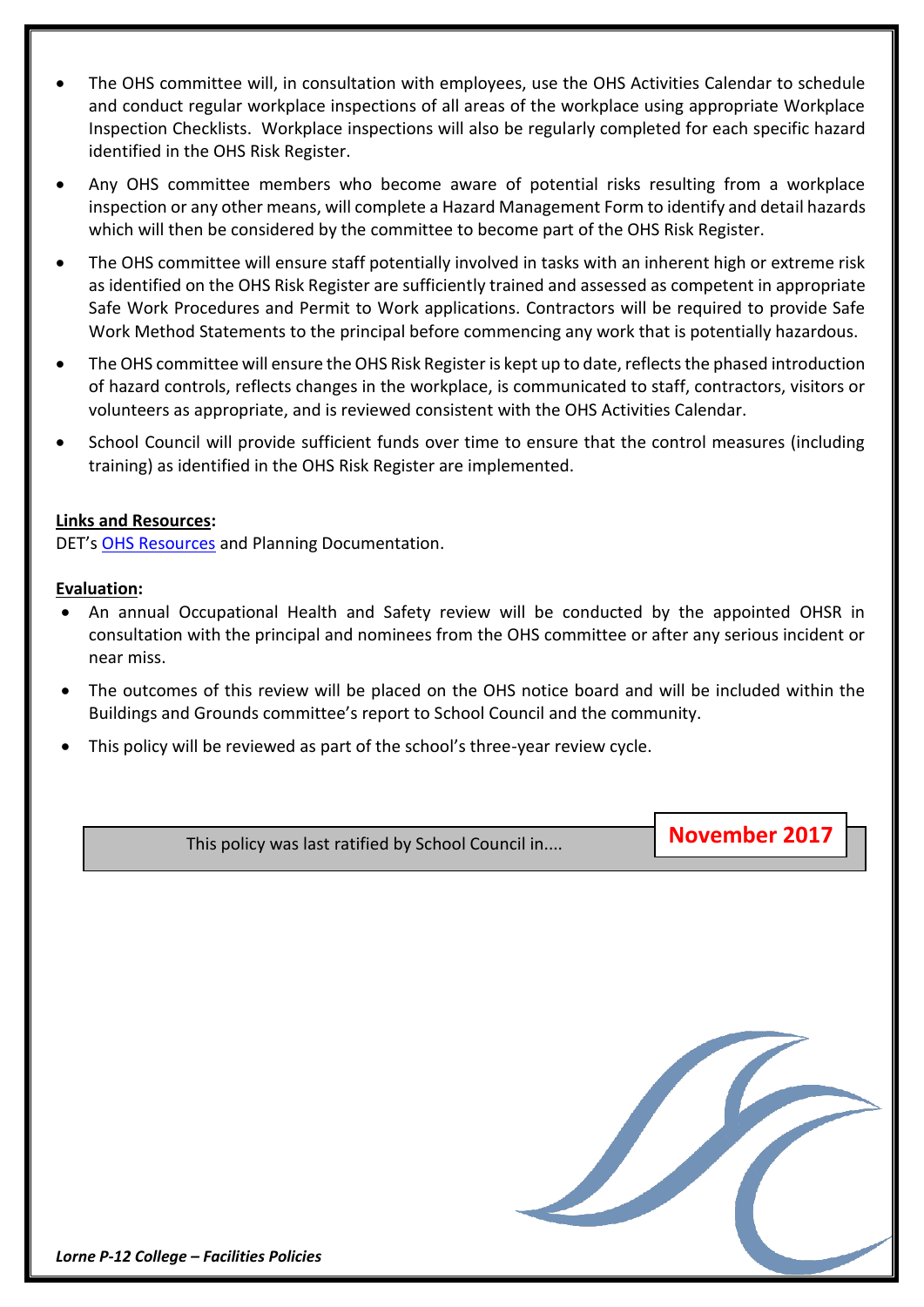- The OHS committee will, in consultation with employees, use the OHS Activities Calendar to schedule and conduct regular workplace inspections of all areas of the workplace using appropriate Workplace Inspection Checklists. Workplace inspections will also be regularly completed for each specific hazard identified in the OHS Risk Register.
- Any OHS committee members who become aware of potential risks resulting from a workplace inspection or any other means, will complete a Hazard Management Form to identify and detail hazards which will then be considered by the committee to become part of the OHS Risk Register.
- The OHS committee will ensure staff potentially involved in tasks with an inherent high or extreme risk as identified on the OHS Risk Register are sufficiently trained and assessed as competent in appropriate Safe Work Procedures and Permit to Work applications. Contractors will be required to provide Safe Work Method Statements to the principal before commencing any work that is potentially hazardous.
- The OHS committee will ensure the OHS Risk Register is kept up to date, reflects the phased introduction of hazard controls, reflects changes in the workplace, is communicated to staff, contractors, visitors or volunteers as appropriate, and is reviewed consistent with the OHS Activities Calendar.
- School Council will provide sufficient funds over time to ensure that the control measures (including training) as identified in the OHS Risk Register are implemented.

**Links and Resources:**
DET's OHS Resources and Planning Documentation.

**Evaluation:**

- An annual Occupational Health and Safety review will be conducted by the appointed OHSR in consultation with the principal and nominees from the OHS committee or after any serious incident or near miss.
- The outcomes of this review will be placed on the OHS notice board and will be included within the Buildings and Grounds committee's report to School Council and the community.
- This policy will be reviewed as part of the school's three-year review cycle.

This policy was last ratified by School Council in.... **November 2017**